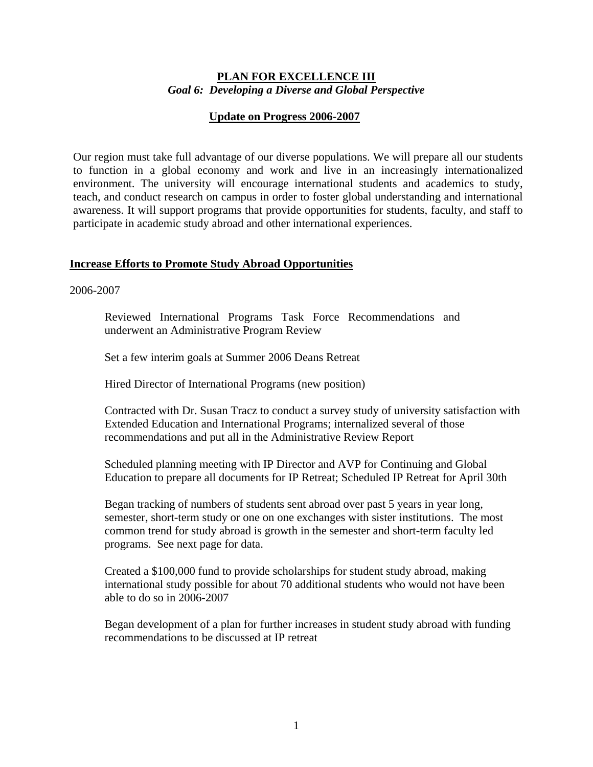# PLAN FOR EXCELLENCE III

***Goal 6: Developing a Diverse and Global Perspective***

## Update on Progress 2006-2007

Our region must take full advantage of our diverse populations. We will prepare all our students to function in a global economy and work and live in an increasingly internationalized environment. The university will encourage international students and academics to study, teach, and conduct research on campus in order to foster global understanding and international awareness. It will support programs that provide opportunities for students, faculty, and staff to participate in academic study abroad and other international experiences.

### Increase Efforts to Promote Study Abroad Opportunities

2006-2007

Reviewed International Programs Task Force Recommendations and underwent an Administrative Program Review

Set a few interim goals at Summer 2006 Deans Retreat

Hired Director of International Programs (new position)

Contracted with Dr. Susan Tracz to conduct a survey study of university satisfaction with Extended Education and International Programs; internalized several of those recommendations and put all in the Administrative Review Report

Scheduled planning meeting with IP Director and AVP for Continuing and Global Education to prepare all documents for IP Retreat; Scheduled IP Retreat for April 30th

Began tracking of numbers of students sent abroad over past 5 years in year long, semester, short-term study or one on one exchanges with sister institutions. The most common trend for study abroad is growth in the semester and short-term faculty led programs. See next page for data.

Created a $100,000 fund to provide scholarships for student study abroad, making international study possible for about 70 additional students who would not have been able to do so in 2006-2007

Began development of a plan for further increases in student study abroad with funding recommendations to be discussed at IP retreat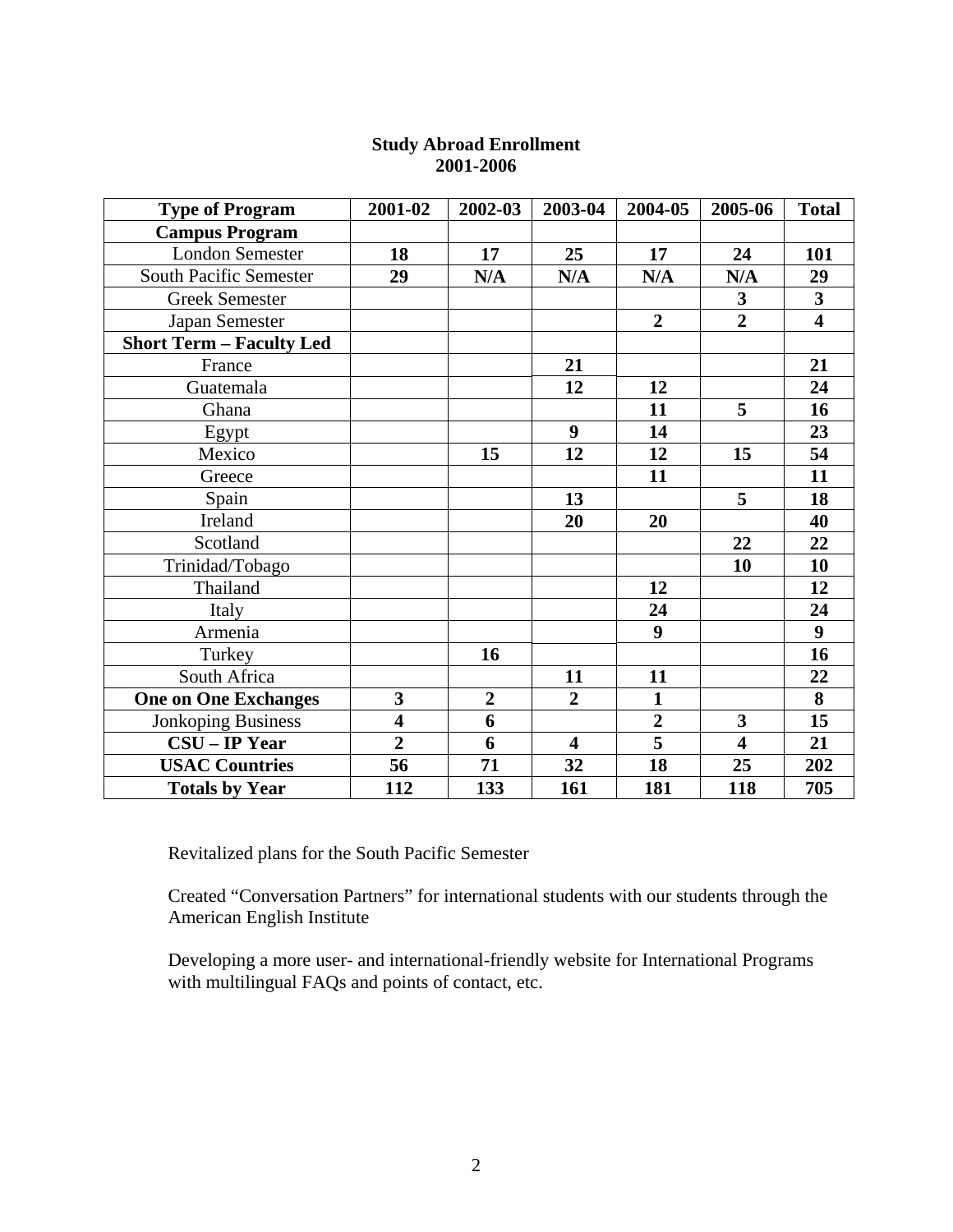**Study Abroad Enrollment**
**2001-2006**

| Type of Program | 2001-02 | 2002-03 | 2003-04 | 2004-05 | 2005-06 | Total |
|---|---|---|---|---|---|---|
| **Campus Program** | | | | | | |
| London Semester | **18** | **17** | **25** | **17** | **24** | **101** |
| South Pacific Semester | **29** | **N/A** | **N/A** | **N/A** | **N/A** | **29** |
| Greek Semester | | | | | **3** | **3** |
| Japan Semester | | | | **2** | **2** | **4** |
| **Short Term – Faculty Led** | | | | | | |
| France | | | **21** | | | **21** |
| Guatemala | | | **12** | **12** | | **24** |
| Ghana | | | | **11** | **5** | **16** |
| Egypt | | | **9** | **14** | | **23** |
| Mexico | | **15** | **12** | **12** | **15** | **54** |
| Greece | | | | **11** | | **11** |
| Spain | | | **13** | | **5** | **18** |
| Ireland | | | **20** | **20** | | **40** |
| Scotland | | | | | **22** | **22** |
| Trinidad/Tobago | | | | | **10** | **10** |
| Thailand | | | | **12** | | **12** |
| Italy | | | | **24** | | **24** |
| Armenia | | | | **9** | | **9** |
| Turkey | | **16** | | | | **16** |
| South Africa | | | **11** | **11** | | **22** |
| **One on One Exchanges** | **3** | **2** | **2** | **1** | | **8** |
| Jonkoping Business | **4** | **6** | | **2** | **3** | **15** |
| **CSU – IP Year** | **2** | **6** | **4** | **5** | **4** | **21** |
| **USAC Countries** | **56** | **71** | **32** | **18** | **25** | **202** |
| **Totals by Year** | **112** | **133** | **161** | **181** | **118** | **705** |

Revitalized plans for the South Pacific Semester

Created "Conversation Partners" for international students with our students through the American English Institute

Developing a more user- and international-friendly website for International Programs with multilingual FAQs and points of contact, etc.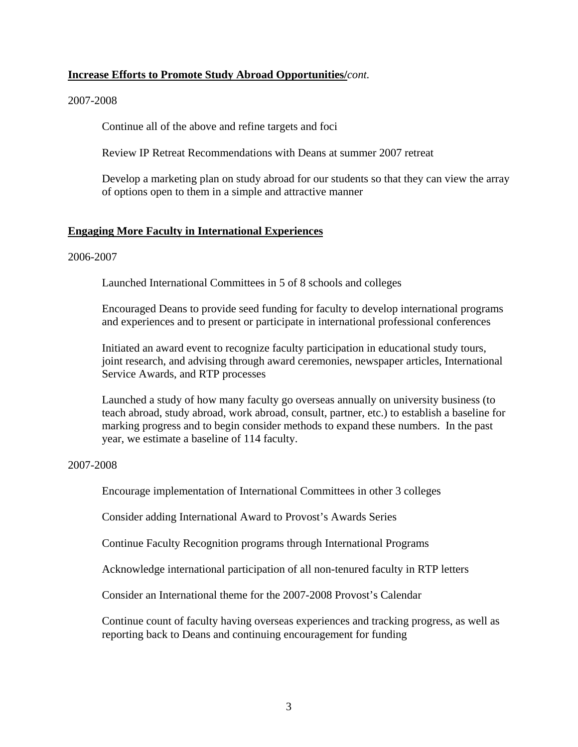**Increase Efforts to Promote Study Abroad Opportunities/***cont.*

2007-2008

Continue all of the above and refine targets and foci

Review IP Retreat Recommendations with Deans at summer 2007 retreat

Develop a marketing plan on study abroad for our students so that they can view the array of options open to them in a simple and attractive manner

**Engaging More Faculty in International Experiences**

2006-2007

Launched International Committees in 5 of 8 schools and colleges

Encouraged Deans to provide seed funding for faculty to develop international programs and experiences and to present or participate in international professional conferences

Initiated an award event to recognize faculty participation in educational study tours, joint research, and advising through award ceremonies, newspaper articles, International Service Awards, and RTP processes

Launched a study of how many faculty go overseas annually on university business (to teach abroad, study abroad, work abroad, consult, partner, etc.) to establish a baseline for marking progress and to begin consider methods to expand these numbers. In the past year, we estimate a baseline of 114 faculty.

2007-2008

Encourage implementation of International Committees in other 3 colleges

Consider adding International Award to Provost's Awards Series

Continue Faculty Recognition programs through International Programs

Acknowledge international participation of all non-tenured faculty in RTP letters

Consider an International theme for the 2007-2008 Provost's Calendar

Continue count of faculty having overseas experiences and tracking progress, as well as reporting back to Deans and continuing encouragement for funding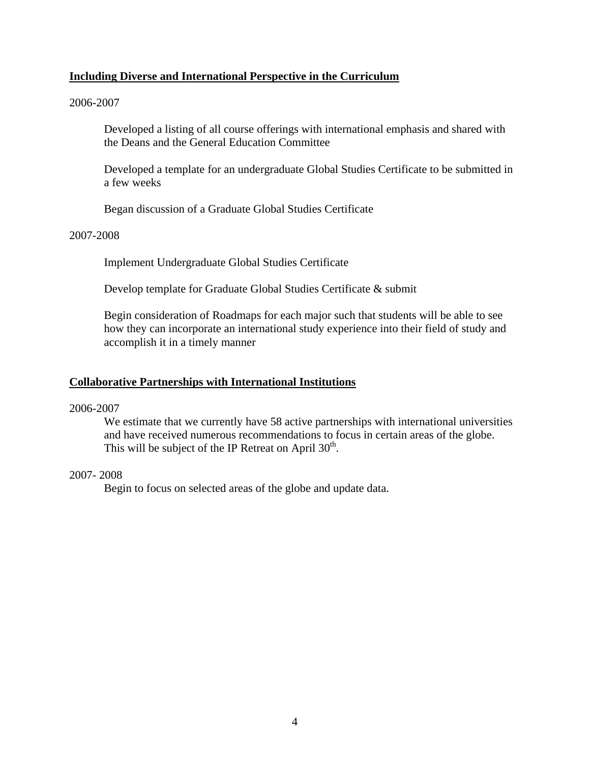**Including Diverse and International Perspective in the Curriculum**

2006-2007

Developed a listing of all course offerings with international emphasis and shared with the Deans and the General Education Committee

Developed a template for an undergraduate Global Studies Certificate to be submitted in a few weeks

Began discussion of a Graduate Global Studies Certificate

2007-2008

Implement Undergraduate Global Studies Certificate

Develop template for Graduate Global Studies Certificate & submit

Begin consideration of Roadmaps for each major such that students will be able to see how they can incorporate an international study experience into their field of study and accomplish it in a timely manner

**Collaborative Partnerships with International Institutions**

2006-2007

We estimate that we currently have 58 active partnerships with international universities and have received numerous recommendations to focus in certain areas of the globe. This will be subject of the IP Retreat on April 30th.

2007- 2008

Begin to focus on selected areas of the globe and update data.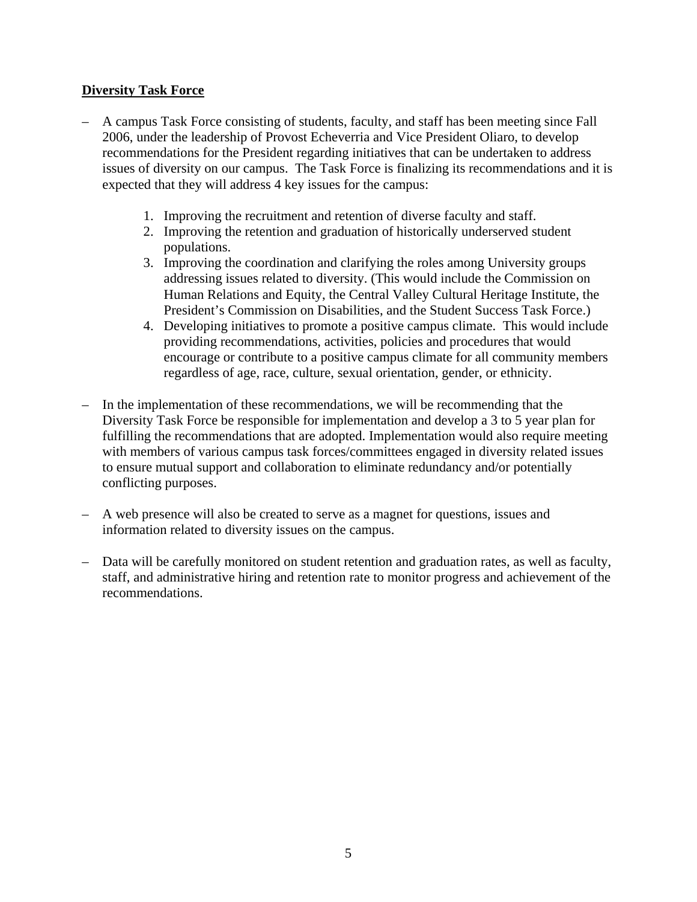**Diversity Task Force**

- A campus Task Force consisting of students, faculty, and staff has been meeting since Fall 2006, under the leadership of Provost Echeverria and Vice President Oliaro, to develop recommendations for the President regarding initiatives that can be undertaken to address issues of diversity on our campus. The Task Force is finalizing its recommendations and it is expected that they will address 4 key issues for the campus:

  1. Improving the recruitment and retention of diverse faculty and staff.
  2. Improving the retention and graduation of historically underserved student populations.
  3. Improving the coordination and clarifying the roles among University groups addressing issues related to diversity. (This would include the Commission on Human Relations and Equity, the Central Valley Cultural Heritage Institute, the President's Commission on Disabilities, and the Student Success Task Force.)
  4. Developing initiatives to promote a positive campus climate. This would include providing recommendations, activities, policies and procedures that would encourage or contribute to a positive campus climate for all community members regardless of age, race, culture, sexual orientation, gender, or ethnicity.

- In the implementation of these recommendations, we will be recommending that the Diversity Task Force be responsible for implementation and develop a 3 to 5 year plan for fulfilling the recommendations that are adopted. Implementation would also require meeting with members of various campus task forces/committees engaged in diversity related issues to ensure mutual support and collaboration to eliminate redundancy and/or potentially conflicting purposes.

- A web presence will also be created to serve as a magnet for questions, issues and information related to diversity issues on the campus.

- Data will be carefully monitored on student retention and graduation rates, as well as faculty, staff, and administrative hiring and retention rate to monitor progress and achievement of the recommendations.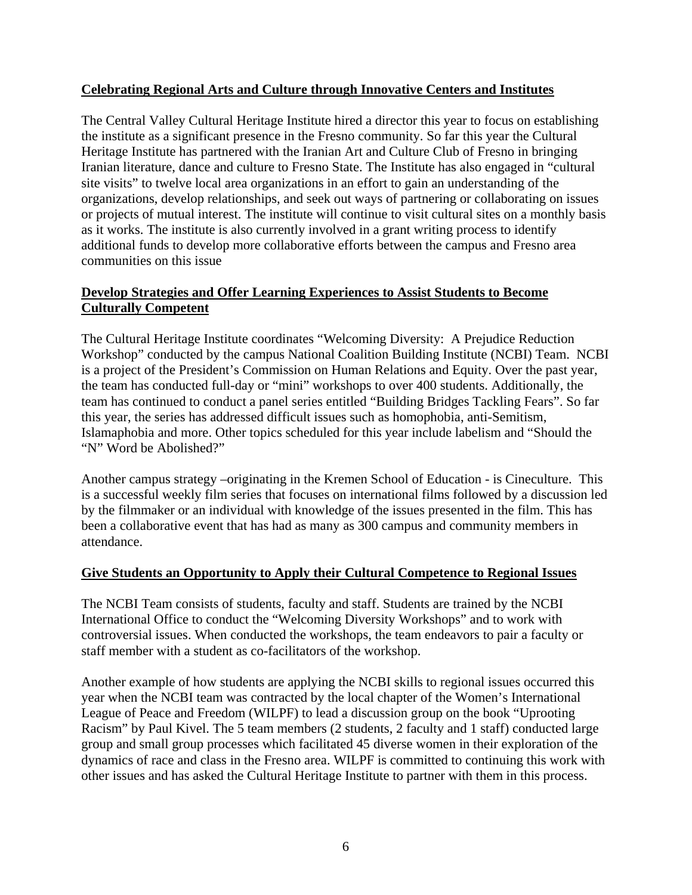**Celebrating Regional Arts and Culture through Innovative Centers and Institutes**

The Central Valley Cultural Heritage Institute hired a director this year to focus on establishing the institute as a significant presence in the Fresno community. So far this year the Cultural Heritage Institute has partnered with the Iranian Art and Culture Club of Fresno in bringing Iranian literature, dance and culture to Fresno State. The Institute has also engaged in "cultural site visits" to twelve local area organizations in an effort to gain an understanding of the organizations, develop relationships, and seek out ways of partnering or collaborating on issues or projects of mutual interest. The institute will continue to visit cultural sites on a monthly basis as it works. The institute is also currently involved in a grant writing process to identify additional funds to develop more collaborative efforts between the campus and Fresno area communities on this issue

**Develop Strategies and Offer Learning Experiences to Assist Students to Become Culturally Competent**

The Cultural Heritage Institute coordinates "Welcoming Diversity: A Prejudice Reduction Workshop" conducted by the campus National Coalition Building Institute (NCBI) Team. NCBI is a project of the President's Commission on Human Relations and Equity. Over the past year, the team has conducted full-day or "mini" workshops to over 400 students. Additionally, the team has continued to conduct a panel series entitled "Building Bridges Tackling Fears". So far this year, the series has addressed difficult issues such as homophobia, anti-Semitism, Islamaphobia and more. Other topics scheduled for this year include labelism and "Should the "N" Word be Abolished?"

Another campus strategy –originating in the Kremen School of Education - is Cineculture. This is a successful weekly film series that focuses on international films followed by a discussion led by the filmmaker or an individual with knowledge of the issues presented in the film. This has been a collaborative event that has had as many as 300 campus and community members in attendance.

**Give Students an Opportunity to Apply their Cultural Competence to Regional Issues**

The NCBI Team consists of students, faculty and staff. Students are trained by the NCBI International Office to conduct the "Welcoming Diversity Workshops" and to work with controversial issues. When conducted the workshops, the team endeavors to pair a faculty or staff member with a student as co-facilitators of the workshop.

Another example of how students are applying the NCBI skills to regional issues occurred this year when the NCBI team was contracted by the local chapter of the Women's International League of Peace and Freedom (WILPF) to lead a discussion group on the book "Uprooting Racism" by Paul Kivel. The 5 team members (2 students, 2 faculty and 1 staff) conducted large group and small group processes which facilitated 45 diverse women in their exploration of the dynamics of race and class in the Fresno area. WILPF is committed to continuing this work with other issues and has asked the Cultural Heritage Institute to partner with them in this process.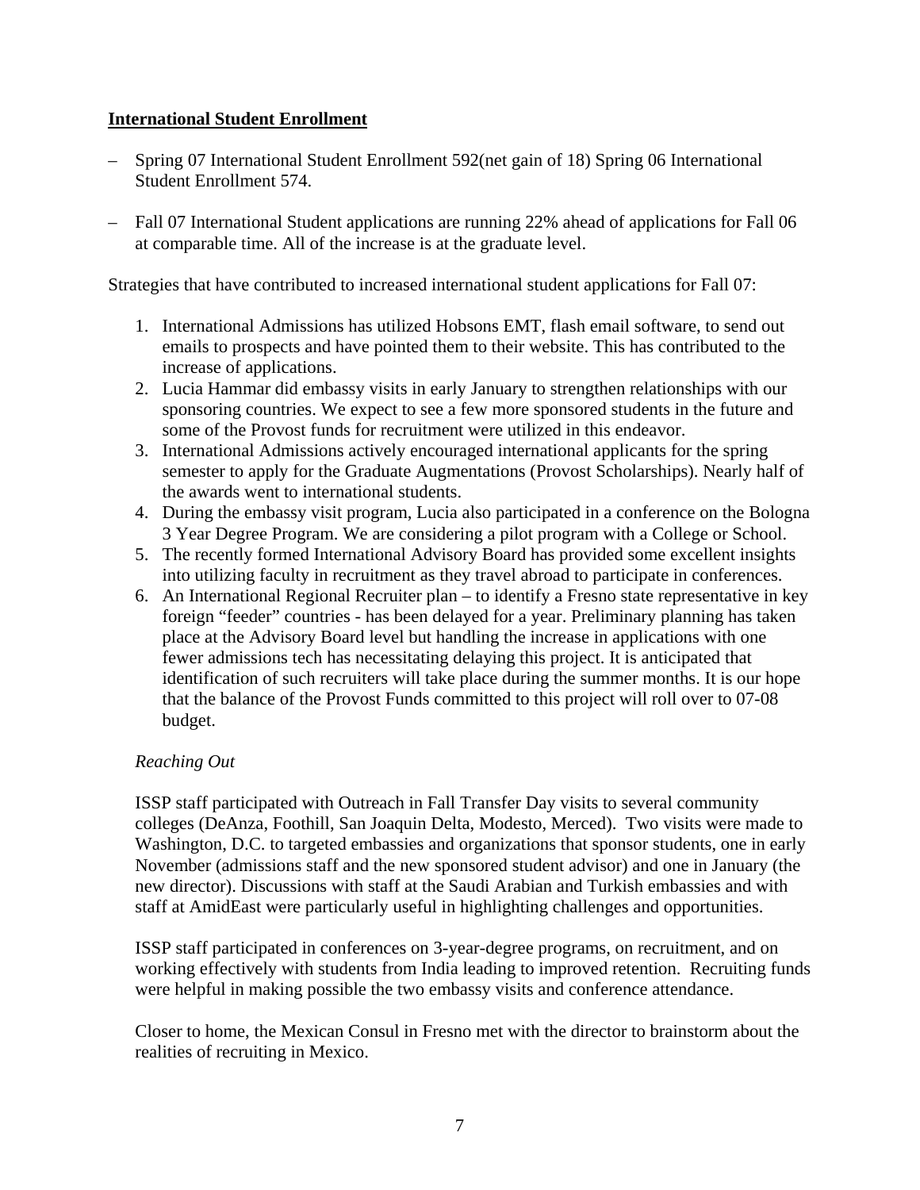**International Student Enrollment**

– Spring 07 International Student Enrollment 592(net gain of 18) Spring 06 International Student Enrollment 574.

– Fall 07 International Student applications are running 22% ahead of applications for Fall 06 at comparable time. All of the increase is at the graduate level.

Strategies that have contributed to increased international student applications for Fall 07:

1. International Admissions has utilized Hobsons EMT, flash email software, to send out emails to prospects and have pointed them to their website. This has contributed to the increase of applications.
2. Lucia Hammar did embassy visits in early January to strengthen relationships with our sponsoring countries. We expect to see a few more sponsored students in the future and some of the Provost funds for recruitment were utilized in this endeavor.
3. International Admissions actively encouraged international applicants for the spring semester to apply for the Graduate Augmentations (Provost Scholarships). Nearly half of the awards went to international students.
4. During the embassy visit program, Lucia also participated in a conference on the Bologna 3 Year Degree Program. We are considering a pilot program with a College or School.
5. The recently formed International Advisory Board has provided some excellent insights into utilizing faculty in recruitment as they travel abroad to participate in conferences.
6. An International Regional Recruiter plan – to identify a Fresno state representative in key foreign "feeder" countries - has been delayed for a year. Preliminary planning has taken place at the Advisory Board level but handling the increase in applications with one fewer admissions tech has necessitating delaying this project. It is anticipated that identification of such recruiters will take place during the summer months. It is our hope that the balance of the Provost Funds committed to this project will roll over to 07-08 budget.

*Reaching Out*

ISSP staff participated with Outreach in Fall Transfer Day visits to several community colleges (DeAnza, Foothill, San Joaquin Delta, Modesto, Merced). Two visits were made to Washington, D.C. to targeted embassies and organizations that sponsor students, one in early November (admissions staff and the new sponsored student advisor) and one in January (the new director). Discussions with staff at the Saudi Arabian and Turkish embassies and with staff at AmidEast were particularly useful in highlighting challenges and opportunities.

ISSP staff participated in conferences on 3-year-degree programs, on recruitment, and on working effectively with students from India leading to improved retention. Recruiting funds were helpful in making possible the two embassy visits and conference attendance.

Closer to home, the Mexican Consul in Fresno met with the director to brainstorm about the realities of recruiting in Mexico.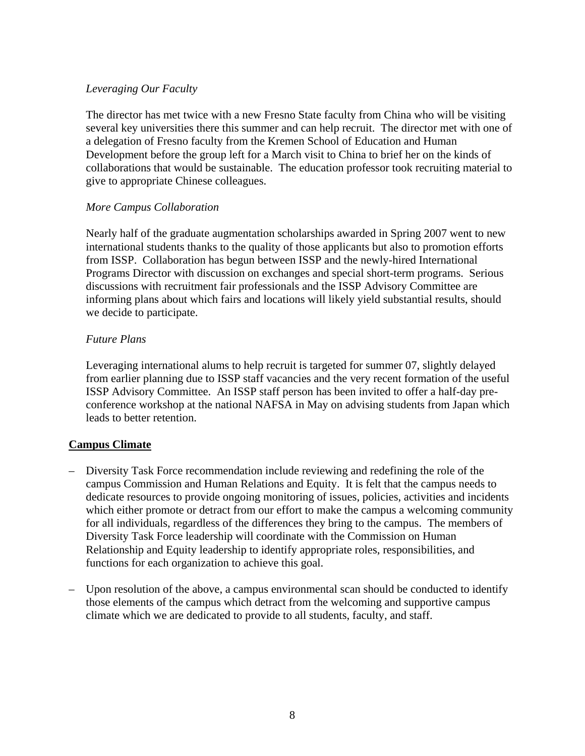*Leveraging Our Faculty*

The director has met twice with a new Fresno State faculty from China who will be visiting several key universities there this summer and can help recruit. The director met with one of a delegation of Fresno faculty from the Kremen School of Education and Human Development before the group left for a March visit to China to brief her on the kinds of collaborations that would be sustainable. The education professor took recruiting material to give to appropriate Chinese colleagues.

*More Campus Collaboration*

Nearly half of the graduate augmentation scholarships awarded in Spring 2007 went to new international students thanks to the quality of those applicants but also to promotion efforts from ISSP. Collaboration has begun between ISSP and the newly-hired International Programs Director with discussion on exchanges and special short-term programs. Serious discussions with recruitment fair professionals and the ISSP Advisory Committee are informing plans about which fairs and locations will likely yield substantial results, should we decide to participate.

*Future Plans*

Leveraging international alums to help recruit is targeted for summer 07, slightly delayed from earlier planning due to ISSP staff vacancies and the very recent formation of the useful ISSP Advisory Committee. An ISSP staff person has been invited to offer a half-day pre-conference workshop at the national NAFSA in May on advising students from Japan which leads to better retention.

**Campus Climate**

– Diversity Task Force recommendation include reviewing and redefining the role of the campus Commission and Human Relations and Equity. It is felt that the campus needs to dedicate resources to provide ongoing monitoring of issues, policies, activities and incidents which either promote or detract from our effort to make the campus a welcoming community for all individuals, regardless of the differences they bring to the campus. The members of Diversity Task Force leadership will coordinate with the Commission on Human Relationship and Equity leadership to identify appropriate roles, responsibilities, and functions for each organization to achieve this goal.

– Upon resolution of the above, a campus environmental scan should be conducted to identify those elements of the campus which detract from the welcoming and supportive campus climate which we are dedicated to provide to all students, faculty, and staff.